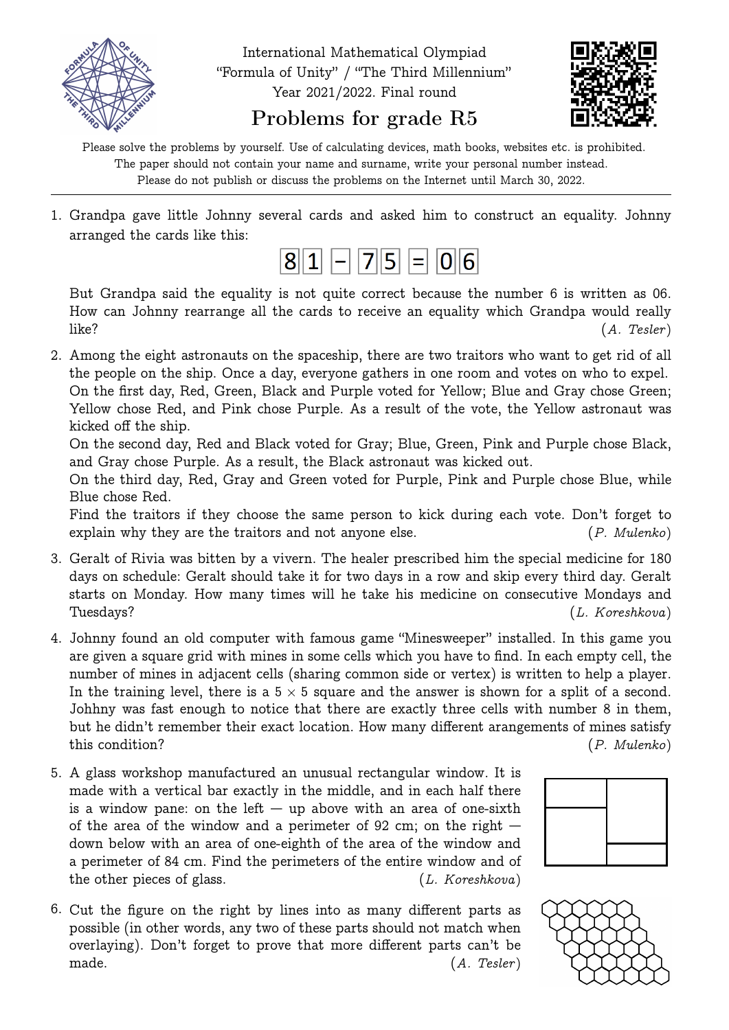International Mathematical Olympiad
"Formula of Unity" / "The Third Millennium"
Year 2021/2022. Final round

# Problems for grade R5

Please solve the problems by yourself. Use of calculating devices, math books, websites etc. is prohibited.
The paper should not contain your name and surname, write your personal number instead.
Please do not publish or discuss the problems on the Internet until March 30, 2022.

---

1. Grandpa gave little Johnny several cards and asked him to construct an equality. Johnny arranged the cards like this:

   8 1 − 7 5 = 0 6

   But Grandpa said the equality is not quite correct because the number 6 is written as 06. How can Johnny rearrange all the cards to receive an equality which Grandpa would really like? (*A. Tesler*)

2. Among the eight astronauts on the spaceship, there are two traitors who want to get rid of all the people on the ship. Once a day, everyone gathers in one room and votes on who to expel. On the first day, Red, Green, Black and Purple voted for Yellow; Blue and Gray chose Green; Yellow chose Red, and Pink chose Purple. As a result of the vote, the Yellow astronaut was kicked off the ship.
   On the second day, Red and Black voted for Gray; Blue, Green, Pink and Purple chose Black, and Gray chose Purple. As a result, the Black astronaut was kicked out.
   On the third day, Red, Gray and Green voted for Purple, Pink and Purple chose Blue, while Blue chose Red.
   Find the traitors if they choose the same person to kick during each vote. Don't forget to explain why they are the traitors and not anyone else. (*P. Mulenko*)

3. Geralt of Rivia was bitten by a vivern. The healer prescribed him the special medicine for 180 days on schedule: Geralt should take it for two days in a row and skip every third day. Geralt starts on Monday. How many times will he take his medicine on consecutive Mondays and Tuesdays? (*L. Koreshkova*)

4. Johnny found an old computer with famous game "Minesweeper" installed. In this game you are given a square grid with mines in some cells which you have to find. In each empty cell, the number of mines in adjacent cells (sharing common side or vertex) is written to help a player. In the training level, there is a $5 \times 5$ square and the answer is shown for a split of a second. Johhny was fast enough to notice that there are exactly three cells with number 8 in them, but he didn't remember their exact location. How many different arangements of mines satisfy this condition? (*P. Mulenko*)

5. A glass workshop manufactured an unusual rectangular window. It is made with a vertical bar exactly in the middle, and in each half there is a window pane: on the left — up above with an area of one-sixth of the area of the window and a perimeter of 92 cm; on the right — down below with an area of one-eighth of the area of the window and a perimeter of 84 cm. Find the perimeters of the entire window and of the other pieces of glass. (*L. Koreshkova*)

6. Cut the figure on the right by lines into as many different parts as possible (in other words, any two of these parts should not match when overlaying). Don't forget to prove that more different parts can't be made. (*A. Tesler*)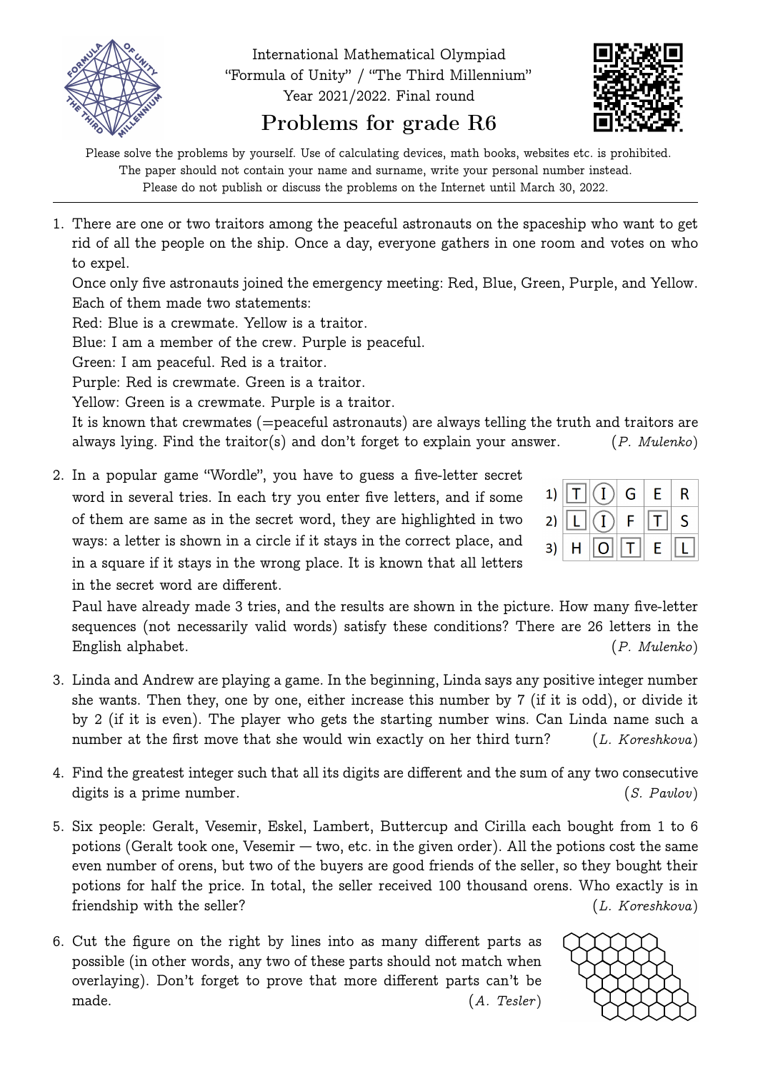International Mathematical Olympiad
"Formula of Unity" / "The Third Millennium"
Year 2021/2022. Final round

# Problems for grade R6

Please solve the problems by yourself. Use of calculating devices, math books, websites etc. is prohibited.
The paper should not contain your name and surname, write your personal number instead.
Please do not publish or discuss the problems on the Internet until March 30, 2022.

---

1. There are one or two traitors among the peaceful astronauts on the spaceship who want to get rid of all the people on the ship. Once a day, everyone gathers in one room and votes on who to expel.
   Once only five astronauts joined the emergency meeting: Red, Blue, Green, Purple, and Yellow. Each of them made two statements:
   Red: Blue is a crewmate. Yellow is a traitor.
   Blue: I am a member of the crew. Purple is peaceful.
   Green: I am peaceful. Red is a traitor.
   Purple: Red is crewmate. Green is a traitor.
   Yellow: Green is a crewmate. Purple is a traitor.
   It is known that crewmates (=peaceful astronauts) are always telling the truth and traitors are always lying. Find the traitor(s) and don't forget to explain your answer. (*P. Mulenko*)

2. In a popular game "Wordle", you have to guess a five-letter secret word in several tries. In each try you enter five letters, and if some of them are same as in the secret word, they are highlighted in two ways: a letter is shown in a circle if it stays in the correct place, and in a square if it stays in the wrong place. It is known that all letters in the secret word are different.

   | | | | | | |
   |---|---|---|---|---|---|
   | 1) | [T] | (I) | G | E | R |
   | 2) | [L] | (I) | F | [T] | S |
   | 3) | H | [O] | [T] | E | [L] |

   Paul have already made 3 tries, and the results are shown in the picture. How many five-letter sequences (not necessarily valid words) satisfy these conditions? There are 26 letters in the English alphabet. (*P. Mulenko*)

3. Linda and Andrew are playing a game. In the beginning, Linda says any positive integer number she wants. Then they, one by one, either increase this number by 7 (if it is odd), or divide it by 2 (if it is even). The player who gets the starting number wins. Can Linda name such a number at the first move that she would win exactly on her third turn? (*L. Koreshkova*)

4. Find the greatest integer such that all its digits are different and the sum of any two consecutive digits is a prime number. (*S. Pavlov*)

5. Six people: Geralt, Vesemir, Eskel, Lambert, Buttercup and Cirilla each bought from 1 to 6 potions (Geralt took one, Vesemir — two, etc. in the given order). All the potions cost the same even number of orens, but two of the buyers are good friends of the seller, so they bought their potions for half the price. In total, the seller received 100 thousand orens. Who exactly is in friendship with the seller? (*L. Koreshkova*)

6. Cut the figure on the right by lines into as many different parts as possible (in other words, any two of these parts should not match when overlaying). Don't forget to prove that more different parts can't be made. (*A. Tesler*)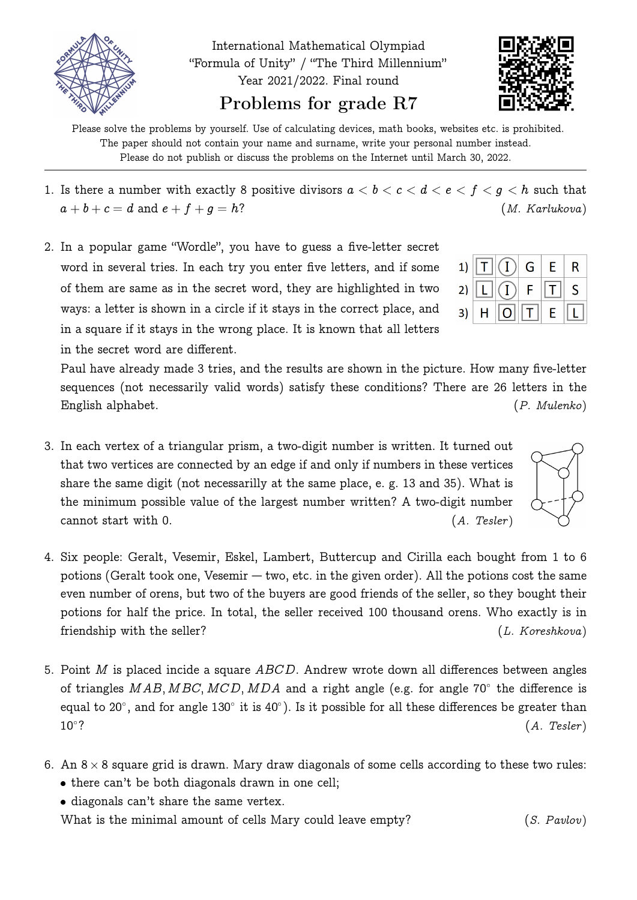International Mathematical Olympiad
"Formula of Unity" / "The Third Millennium"
Year 2021/2022. Final round

# Problems for grade R7

Please solve the problems by yourself. Use of calculating devices, math books, websites etc. is prohibited.
The paper should not contain your name and surname, write your personal number instead.
Please do not publish or discuss the problems on the Internet until March 30, 2022.

---

1. Is there a number with exactly 8 positive divisors $a < b < c < d < e < f < g < h$ such that $a + b + c = d$ and $e + f + g = h$? *(M. Karlukova)*

2. In a popular game "Wordle", you have to guess a five-letter secret word in several tries. In each try you enter five letters, and if some of them are same as in the secret word, they are highlighted in two ways: a letter is shown in a circle if it stays in the correct place, and in a square if it stays in the wrong place. It is known that all letters in the secret word are different.

   | | | | | | |
   |---|---|---|---|---|---|
   | 1) | [T] | (I) | G | E | R |
   | 2) | [L] | (I) | F | [T] | S |
   | 3) | H | [O] | [T] | E | [L] |

   Paul have already made 3 tries, and the results are shown in the picture. How many five-letter sequences (not necessarily valid words) satisfy these conditions? There are 26 letters in the English alphabet. *(P. Mulenko)*

3. In each vertex of a triangular prism, a two-digit number is written. It turned out that two vertices are connected by an edge if and only if numbers in these vertices share the same digit (not necessarilly at the same place, e. g. 13 and 35). What is the minimum possible value of the largest number written? A two-digit number cannot start with 0. *(A. Tesler)*

4. Six people: Geralt, Vesemir, Eskel, Lambert, Buttercup and Cirilla each bought from 1 to 6 potions (Geralt took one, Vesemir — two, etc. in the given order). All the potions cost the same even number of orens, but two of the buyers are good friends of the seller, so they bought their potions for half the price. In total, the seller received 100 thousand orens. Who exactly is in friendship with the seller? *(L. Koreshkova)*

5. Point $M$ is placed incide a square $ABCD$. Andrew wrote down all differences between angles of triangles $MAB, MBC, MCD, MDA$ and a right angle (e.g. for angle $70^\circ$ the difference is equal to $20^\circ$, and for angle $130^\circ$ it is $40^\circ$). Is it possible for all these differences be greater than $10^\circ$? *(A. Tesler)*

6. An $8 \times 8$ square grid is drawn. Mary draw diagonals of some cells according to these two rules:
   - there can't be both diagonals drawn in one cell;
   - diagonals can't share the same vertex.

   What is the minimal amount of cells Mary could leave empty? *(S. Pavlov)*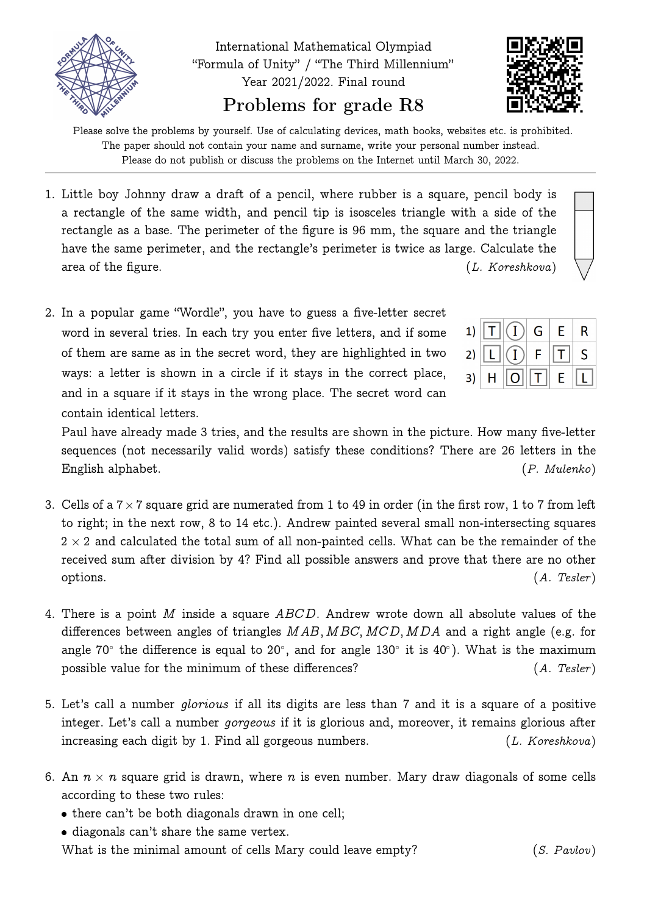International Mathematical Olympiad
"Formula of Unity" / "The Third Millennium"
Year 2021/2022. Final round

# Problems for grade R8

Please solve the problems by yourself. Use of calculating devices, math books, websites etc. is prohibited.
The paper should not contain your name and surname, write your personal number instead.
Please do not publish or discuss the problems on the Internet until March 30, 2022.

---

1. Little boy Johnny draw a draft of a pencil, where rubber is a square, pencil body is a rectangle of the same width, and pencil tip is isosceles triangle with a side of the rectangle as a base. The perimeter of the figure is 96 mm, the square and the triangle have the same perimeter, and the rectangle's perimeter is twice as large. Calculate the area of the figure. (*L. Koreshkova*)

2. In a popular game "Wordle", you have to guess a five-letter secret word in several tries. In each try you enter five letters, and if some of them are same as in the secret word, they are highlighted in two ways: a letter is shown in a circle if it stays in the correct place, and in a square if it stays in the wrong place. The secret word can contain identical letters.

   | | | | | | |
   |---|---|---|---|---|---|
   | 1) | [T] | (I) | G | E | R |
   | 2) | [L] | (I) | F | [T] | S |
   | 3) | H | [O] | [T] | E | [L] |

   Paul have already made 3 tries, and the results are shown in the picture. How many five-letter sequences (not necessarily valid words) satisfy these conditions? There are 26 letters in the English alphabet. (*P. Mulenko*)

3. Cells of a $7 \times 7$ square grid are numerated from 1 to 49 in order (in the first row, 1 to 7 from left to right; in the next row, 8 to 14 etc.). Andrew painted several small non-intersecting squares $2 \times 2$ and calculated the total sum of all non-painted cells. What can be the remainder of the received sum after division by 4? Find all possible answers and prove that there are no other options. (*A. Tesler*)

4. There is a point $M$ inside a square $ABCD$. Andrew wrote down all absolute values of the differences between angles of triangles $MAB, MBC, MCD, MDA$ and a right angle (e.g. for angle $70^\circ$ the difference is equal to $20^\circ$, and for angle $130^\circ$ it is $40^\circ$). What is the maximum possible value for the minimum of these differences? (*A. Tesler*)

5. Let's call a number *glorious* if all its digits are less than 7 and it is a square of a positive integer. Let's call a number *gorgeous* if it is glorious and, moreover, it remains glorious after increasing each digit by 1. Find all gorgeous numbers. (*L. Koreshkova*)

6. An $n \times n$ square grid is drawn, where $n$ is even number. Mary draw diagonals of some cells according to these two rules:
   - there can't be both diagonals drawn in one cell;
   - diagonals can't share the same vertex.

   What is the minimal amount of cells Mary could leave empty? (*S. Pavlov*)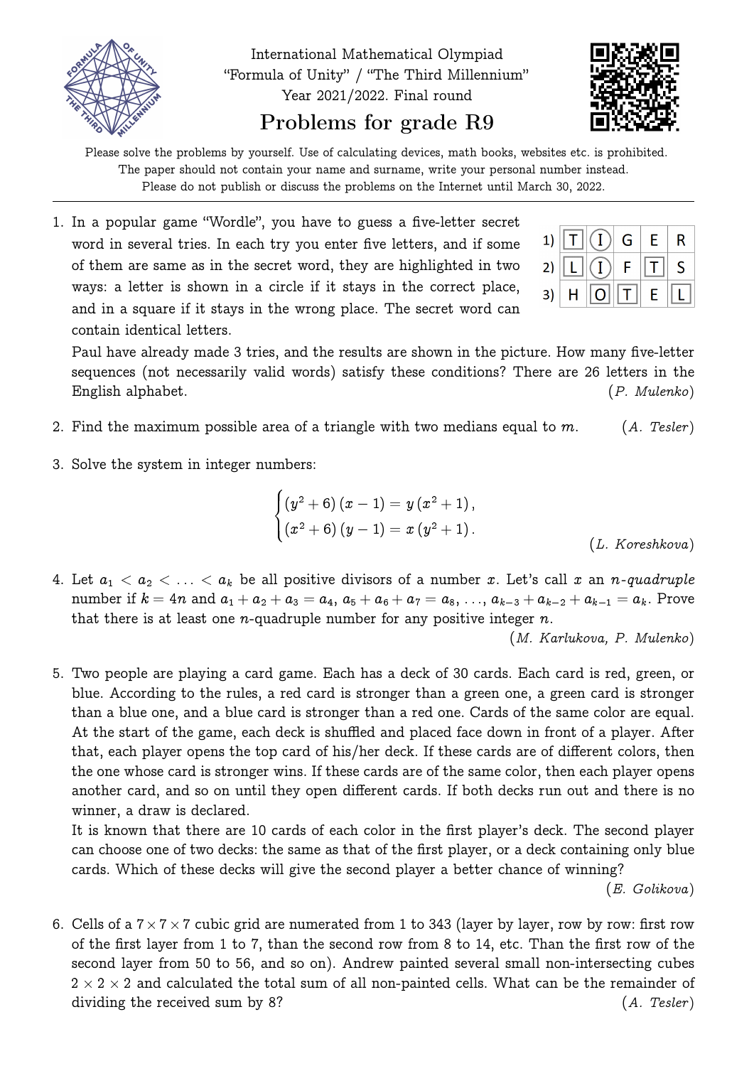International Mathematical Olympiad
"Formula of Unity" / "The Third Millennium"
Year 2021/2022. Final round

# Problems for grade R9

Please solve the problems by yourself. Use of calculating devices, math books, websites etc. is prohibited.
The paper should not contain your name and surname, write your personal number instead.
Please do not publish or discuss the problems on the Internet until March 30, 2022.

---

1. In a popular game "Wordle", you have to guess a five-letter secret word in several tries. In each try you enter five letters, and if some of them are same as in the secret word, they are highlighted in two ways: a letter is shown in a circle if it stays in the correct place, and in a square if it stays in the wrong place. The secret word can contain identical letters.

   | | | | | | |
   |---|---|---|---|---|---|
   | 1) | [T] | (I) | G | E | R |
   | 2) | [L] | (I) | F | [T] | S |
   | 3) | H | [O] | [T] | E | [L] |

   Paul have already made 3 tries, and the results are shown in the picture. How many five-letter sequences (not necessarily valid words) satisfy these conditions? There are 26 letters in the English alphabet. *(P. Mulenko)*

2. Find the maximum possible area of a triangle with two medians equal to $m$. *(A. Tesler)*

3. Solve the system in integer numbers:

$$\begin{cases} (y^2+6)(x-1) = y(x^2+1), \\ (x^2+6)(y-1) = x(y^2+1). \end{cases}$$

   *(L. Koreshkova)*

4. Let $a_1 < a_2 < \ldots < a_k$ be all positive divisors of a number $x$. Let's call $x$ an *$n$-quadruple* number if $k = 4n$ and $a_1 + a_2 + a_3 = a_4$, $a_5 + a_6 + a_7 = a_8$, $\ldots$, $a_{k-3} + a_{k-2} + a_{k-1} = a_k$. Prove that there is at least one $n$-quadruple number for any positive integer $n$. *(M. Karlukova, P. Mulenko)*

5. Two people are playing a card game. Each has a deck of 30 cards. Each card is red, green, or blue. According to the rules, a red card is stronger than a green one, a green card is stronger than a blue one, and a blue card is stronger than a red one. Cards of the same color are equal. At the start of the game, each deck is shuffled and placed face down in front of a player. After that, each player opens the top card of his/her deck. If these cards are of different colors, then the one whose card is stronger wins. If these cards are of the same color, then each player opens another card, and so on until they open different cards. If both decks run out and there is no winner, a draw is declared.

   It is known that there are 10 cards of each color in the first player's deck. The second player can choose one of two decks: the same as that of the first player, or a deck containing only blue cards. Which of these decks will give the second player a better chance of winning? *(E. Golikova)*

6. Cells of a $7 \times 7 \times 7$ cubic grid are numerated from 1 to 343 (layer by layer, row by row: first row of the first layer from 1 to 7, than the second row from 8 to 14, etc. Than the first row of the second layer from 50 to 56, and so on). Andrew painted several small non-intersecting cubes $2 \times 2 \times 2$ and calculated the total sum of all non-painted cells. What can be the remainder of dividing the received sum by 8? *(A. Tesler)*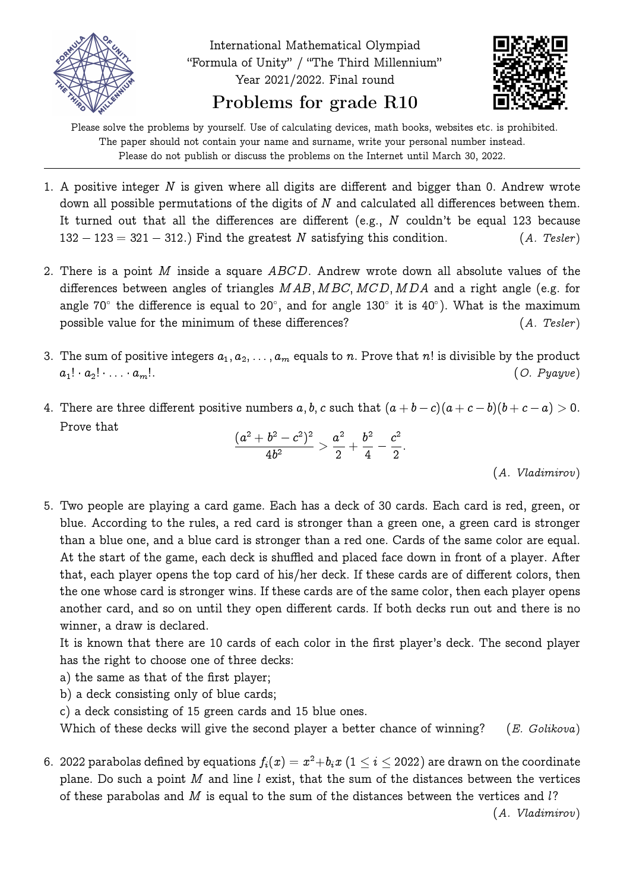International Mathematical Olympiad
"Formula of Unity" / "The Third Millennium"
Year 2021/2022. Final round

# Problems for grade R10

Please solve the problems by yourself. Use of calculating devices, math books, websites etc. is prohibited.
The paper should not contain your name and surname, write your personal number instead.
Please do not publish or discuss the problems on the Internet until March 30, 2022.

---

1. A positive integer $N$ is given where all digits are different and bigger than 0. Andrew wrote down all possible permutations of the digits of $N$ and calculated all differences between them. It turned out that all the differences are different (e.g., $N$ couldn't be equal 123 because $132 - 123 = 321 - 312$.) Find the greatest $N$ satisfying this condition. (*A. Tesler*)

2. There is a point $M$ inside a square $ABCD$. Andrew wrote down all absolute values of the differences between angles of triangles $MAB, MBC, MCD, MDA$ and a right angle (e.g. for angle $70^\circ$ the difference is equal to $20^\circ$, and for angle $130^\circ$ it is $40^\circ$). What is the maximum possible value for the minimum of these differences? (*A. Tesler*)

3. The sum of positive integers $a_1, a_2, \ldots, a_m$ equals to $n$. Prove that $n!$ is divisible by the product $a_1! \cdot a_2! \cdot \ldots \cdot a_m!$. (*O. Pyayve*)

4. There are three different positive numbers $a, b, c$ such that $(a+b-c)(a+c-b)(b+c-a) > 0$. Prove that
$$\frac{(a^2+b^2-c^2)^2}{4b^2} > \frac{a^2}{2} + \frac{b^2}{4} - \frac{c^2}{2}.$$
(*A. Vladimirov*)

5. Two people are playing a card game. Each has a deck of 30 cards. Each card is red, green, or blue. According to the rules, a red card is stronger than a green one, a green card is stronger than a blue one, and a blue card is stronger than a red one. Cards of the same color are equal. At the start of the game, each deck is shuffled and placed face down in front of a player. After that, each player opens the top card of his/her deck. If these cards are of different colors, then the one whose card is stronger wins. If these cards are of the same color, then each player opens another card, and so on until they open different cards. If both decks run out and there is no winner, a draw is declared.
It is known that there are 10 cards of each color in the first player's deck. The second player has the right to choose one of three decks:
a) the same as that of the first player;
b) a deck consisting only of blue cards;
c) a deck consisting of 15 green cards and 15 blue ones.
Which of these decks will give the second player a better chance of winning? (*E. Golikova*)

6. 2022 parabolas defined by equations $f_i(x) = x^2 + b_i x$ $(1 \leq i \leq 2022)$ are drawn on the coordinate plane. Do such a point $M$ and line $l$ exist, that the sum of the distances between the vertices of these parabolas and $M$ is equal to the sum of the distances between the vertices and $l$? (*A. Vladimirov*)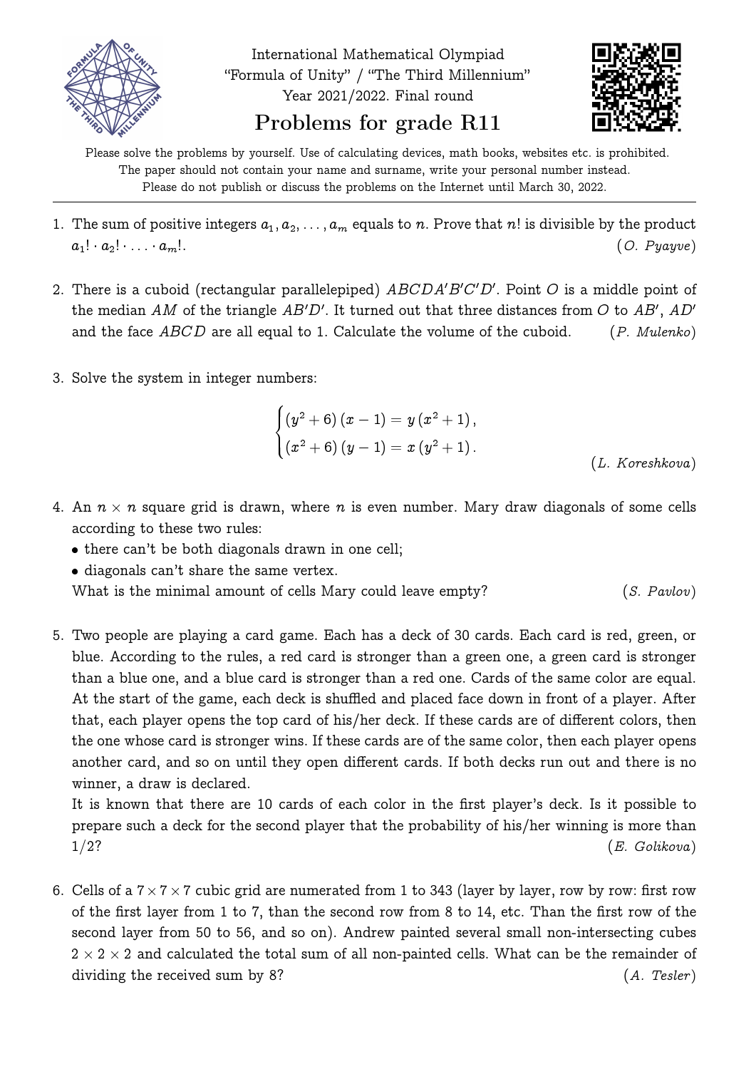International Mathematical Olympiad
"Formula of Unity" / "The Third Millennium"
Year 2021/2022. Final round

# Problems for grade R11

Please solve the problems by yourself. Use of calculating devices, math books, websites etc. is prohibited.
The paper should not contain your name and surname, write your personal number instead.
Please do not publish or discuss the problems on the Internet until March 30, 2022.

---

1. The sum of positive integers $a_1, a_2, \ldots, a_m$ equals to $n$. Prove that $n!$ is divisible by the product $a_1! \cdot a_2! \cdot \ldots \cdot a_m!$. (*O. Pyayve*)

2. There is a cuboid (rectangular parallelepiped) $ABCDA'B'C'D'$. Point $O$ is a middle point of the median $AM$ of the triangle $AB'D'$. It turned out that three distances from $O$ to $AB'$, $AD'$ and the face $ABCD$ are all equal to 1. Calculate the volume of the cuboid. (*P. Mulenko*)

3. Solve the system in integer numbers:
$$\begin{cases} (y^2+6)(x-1) = y(x^2+1), \\ (x^2+6)(y-1) = x(y^2+1). \end{cases}$$
(*L. Koreshkova*)

4. An $n \times n$ square grid is drawn, where $n$ is even number. Mary draw diagonals of some cells according to these two rules:
   - there can't be both diagonals drawn in one cell;
   - diagonals can't share the same vertex.

   What is the minimal amount of cells Mary could leave empty? (*S. Pavlov*)

5. Two people are playing a card game. Each has a deck of 30 cards. Each card is red, green, or blue. According to the rules, a red card is stronger than a green one, a green card is stronger than a blue one, and a blue card is stronger than a red one. Cards of the same color are equal. At the start of the game, each deck is shuffled and placed face down in front of a player. After that, each player opens the top card of his/her deck. If these cards are of different colors, then the one whose card is stronger wins. If these cards are of the same color, then each player opens another card, and so on until they open different cards. If both decks run out and there is no winner, a draw is declared.

   It is known that there are 10 cards of each color in the first player's deck. Is it possible to prepare such a deck for the second player that the probability of his/her winning is more than 1/2? (*E. Golikova*)

6. Cells of a $7 \times 7 \times 7$ cubic grid are numerated from 1 to 343 (layer by layer, row by row: first row of the first layer from 1 to 7, than the second row from 8 to 14, etc. Than the first row of the second layer from 50 to 56, and so on). Andrew painted several small non-intersecting cubes $2 \times 2 \times 2$ and calculated the total sum of all non-painted cells. What can be the remainder of dividing the received sum by 8? (*A. Tesler*)